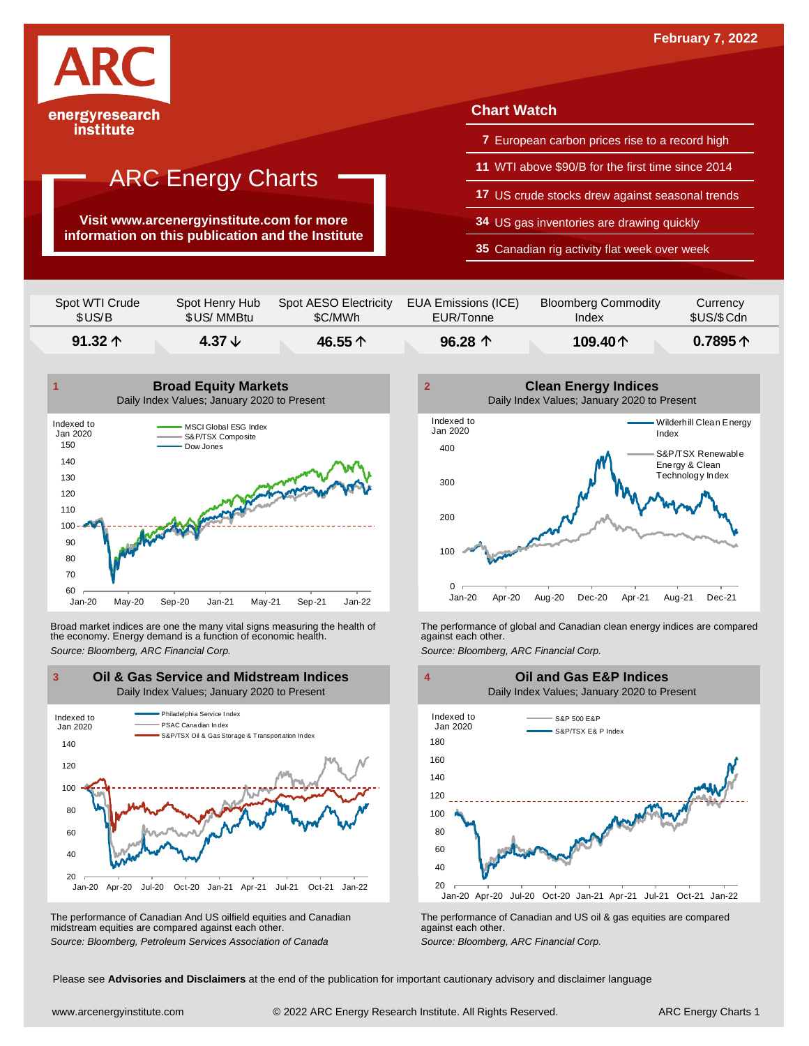February 7, 2022

ARC energyresearch institute

# ARC Energy Charts

**Visit www.arcenergyinstitute.com for more information on this publication and the Institute**

## Chart Watch

- **7** European carbon prices rise to a record high
- **11** WTI above $90/B for the first time since 2014
- **17** US crude stocks drew against seasonal trends
- **34** US gas inventories are drawing quickly
- **35** Canadian rig activity flat week over week

| Spot WTI Crude $US/B | Spot Henry Hub $US/ MMBtu | Spot AESO Electricity $C/MWh | EUA Emissions (ICE) EUR/Tonne | Bloomberg Commodity Index | Currency $US/$Cdn |
|---|---|---|---|---|---|
| **91.32 ↑** | **4.37 ↓** | **46.55 ↑** | **96.28 ↑** | **109.40 ↑** | **0.7895 ↑** |

### 1 Broad Equity Markets
Daily Index Values; January 2020 to Present

Broad market indices are one the many vital signs measuring the health of the economy. Energy demand is a function of economic health.

*Source: Bloomberg, ARC Financial Corp.*

### 2 Clean Energy Indices
Daily Index Values; January 2020 to Present

The performance of global and Canadian clean energy indices are compared against each other.

*Source: Bloomberg, ARC Financial Corp.*

### 3 Oil & Gas Service and Midstream Indices
Daily Index Values; January 2020 to Present

The performance of Canadian And US oilfield equities and Canadian midstream equities are compared against each other.

*Source: Bloomberg, Petroleum Services Association of Canada*

### 4 Oil and Gas E&P Indices
Daily Index Values; January 2020 to Present

The performance of Canadian and US oil & gas equities are compared against each other.

*Source: Bloomberg, ARC Financial Corp.*

Please see **Advisories and Disclaimers** at the end of the publication for important cautionary advisory and disclaimer language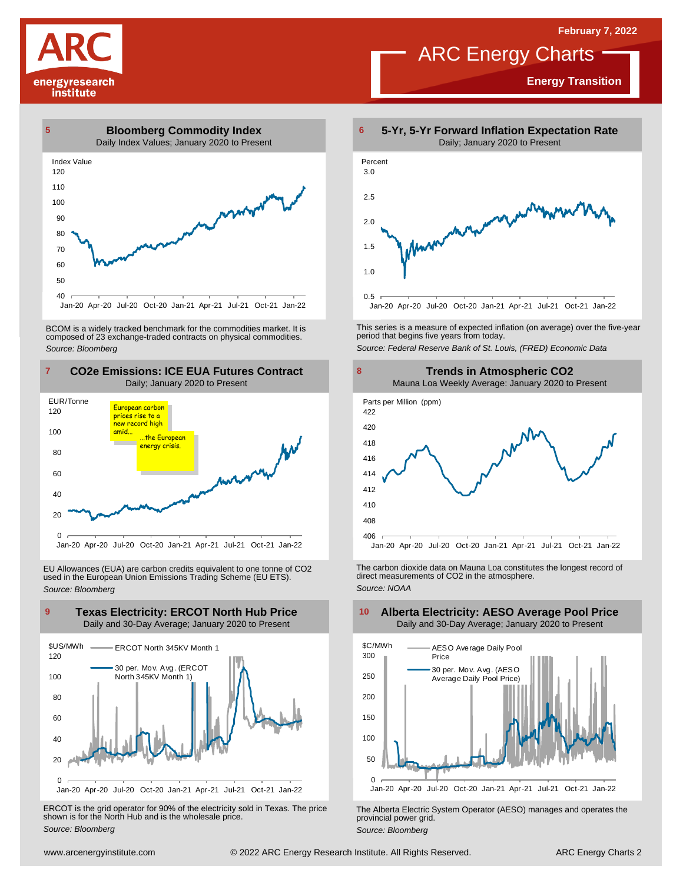# ARC Energy Charts

February 7, 2022

**Energy Transition**

## 5 Bloomberg Commodity Index

Daily Index Values; January 2020 to Present

BCOM is a widely tracked benchmark for the commodities market. It is composed of 23 exchange-traded contracts on physical commodities.

*Source: Bloomberg*

## 6 5-Yr, 5-Yr Forward Inflation Expectation Rate

Daily; January 2020 to Present

This series is a measure of expected inflation (on average) over the five-year period that begins five years from today.

*Source: Federal Reserve Bank of St. Louis, (FRED) Economic Data*

## 7 CO2e Emissions: ICE EUA Futures Contract

Daily; January 2020 to Present

European carbon prices rise to a new record high amid... ...the European energy crisis.

EU Allowances (EUA) are carbon credits equivalent to one tonne of $CO_2$ used in the European Union Emissions Trading Scheme (EU ETS).

*Source: Bloomberg*

## 8 Trends in Atmospheric CO2

Mauna Loa Weekly Average: January 2020 to Present

The carbon dioxide data on Mauna Loa constitutes the longest record of direct measurements of $CO_2$ in the atmosphere.

*Source: NOAA*

## 9 Texas Electricity: ERCOT North Hub Price

Daily and 30-Day Average; January 2020 to Present

ERCOT is the grid operator for 90% of the electricity sold in Texas. The price shown is for the North Hub and is the wholesale price.

*Source: Bloomberg*

## 10 Alberta Electricity: AESO Average Pool Price

Daily and 30-Day Average; January 2020 to Present

The Alberta Electric System Operator (AESO) manages and operates the provincial power grid.

*Source: Bloomberg*

www.arcenergyinstitute.com © 2022 ARC Energy Research Institute. All Rights Reserved. ARC Energy Charts 2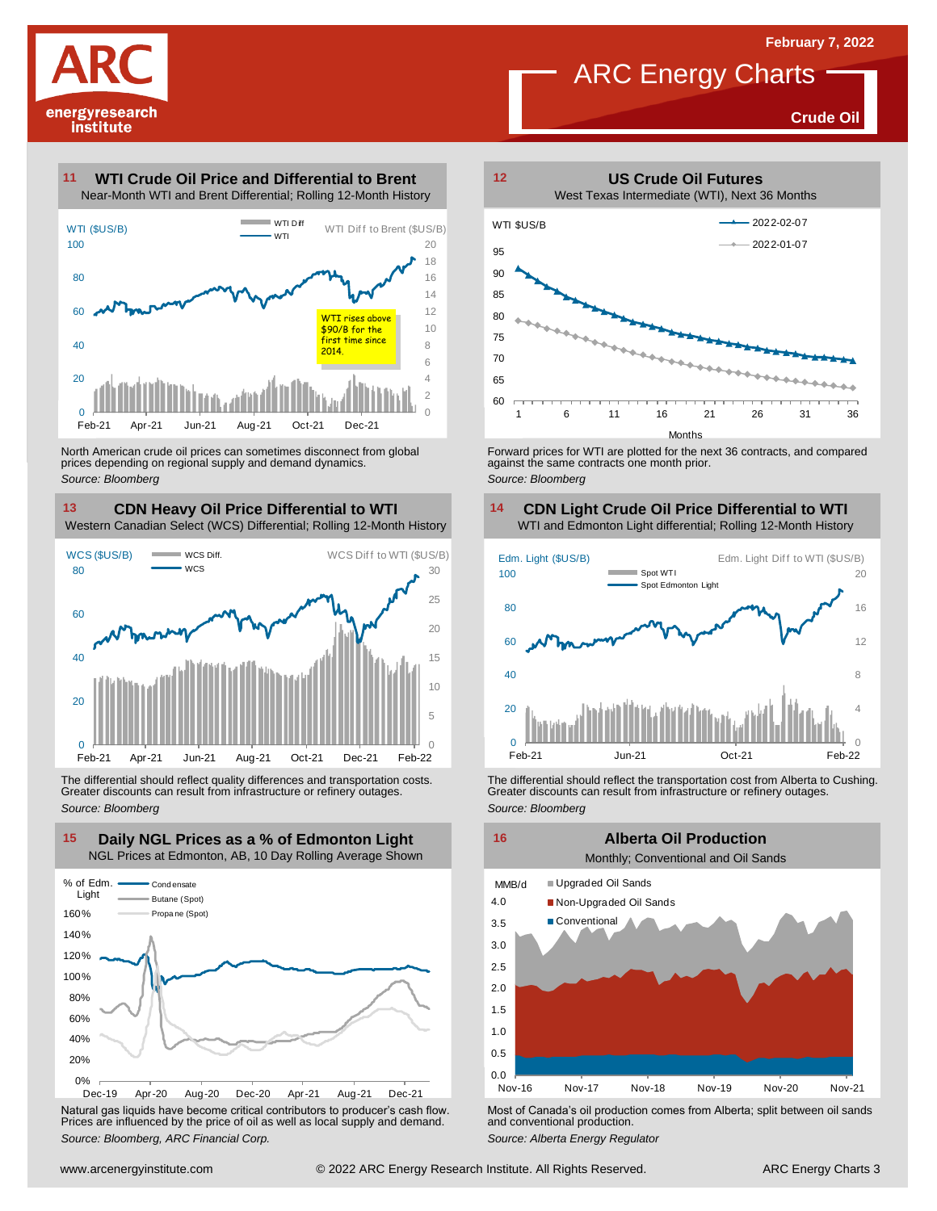February 7, 2022

# ARC Energy Charts

**Crude Oil**

## 11 WTI Crude Oil Price and Differential to Brent

Near-Month WTI and Brent Differential; Rolling 12-Month History

WTI rises above $90/B for the first time since 2014.

North American crude oil prices can sometimes disconnect from global prices depending on regional supply and demand dynamics.

*Source: Bloomberg*

## 12 US Crude Oil Futures

West Texas Intermediate (WTI), Next 36 Months

Forward prices for WTI are plotted for the next 36 contracts, and compared against the same contracts one month prior.

*Source: Bloomberg*

## 13 CDN Heavy Oil Price Differential to WTI

Western Canadian Select (WCS) Differential; Rolling 12-Month History

The differential should reflect quality differences and transportation costs. Greater discounts can result from infrastructure or refinery outages.

*Source: Bloomberg*

## 14 CDN Light Crude Oil Price Differential to WTI

WTI and Edmonton Light differential; Rolling 12-Month History

The differential should reflect the transportation cost from Alberta to Cushing. Greater discounts can result from infrastructure or refinery outages.

*Source: Bloomberg*

## 15 Daily NGL Prices as a % of Edmonton Light

NGL Prices at Edmonton, AB, 10 Day Rolling Average Shown

Natural gas liquids have become critical contributors to producer's cash flow. Prices are influenced by the price of oil as well as local supply and demand.

*Source: Bloomberg, ARC Financial Corp.*

## 16 Alberta Oil Production

Monthly; Conventional and Oil Sands

Most of Canada's oil production comes from Alberta; split between oil sands and conventional production.

*Source: Alberta Energy Regulator*

www.arcenergyinstitute.com © 2022 ARC Energy Research Institute. All Rights Reserved.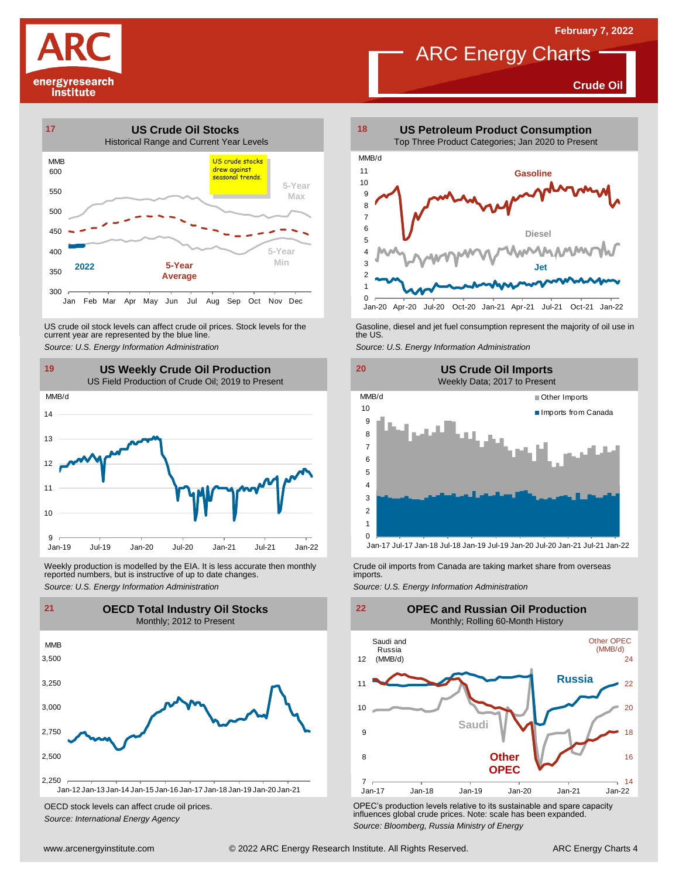# ARC Energy Charts

**February 7, 2022**

**Crude Oil**

## 17 US Crude Oil Stocks

Historical Range and Current Year Levels

MMB

US crude stocks drew against seasonal trends.

5-Year Max

5-Year Min

2022

5-Year Average

US crude oil stock levels can affect crude oil prices. Stock levels for the current year are represented by the blue line.

*Source: U.S. Energy Information Administration*

## 18 US Petroleum Product Consumption

Top Three Product Categories; Jan 2020 to Present

MMB/d

Gasoline

Diesel

Jet

Gasoline, diesel and jet fuel consumption represent the majority of oil use in the US.

*Source: U.S. Energy Information Administration*

## 19 US Weekly Crude Oil Production

US Field Production of Crude Oil; 2019 to Present

MMB/d

Weekly production is modelled by the EIA. It is less accurate then monthly reported numbers, but is instructive of up to date changes.

*Source: U.S. Energy Information Administration*

## 20 US Crude Oil Imports

Weekly Data; 2017 to Present

MMB/d

Other Imports

Imports from Canada

Crude oil imports from Canada are taking market share from overseas imports.

*Source: U.S. Energy Information Administration*

## 21 OECD Total Industry Oil Stocks

Monthly; 2012 to Present

MMB

OECD stock levels can affect crude oil prices.

*Source: International Energy Agency*

## 22 OPEC and Russian Oil Production

Monthly; Rolling 60-Month History

Saudi and Russia (MMB/d)

Other OPEC (MMB/d)

Russia

Saudi

Other OPEC

OPEC's production levels relative to its sustainable and spare capacity influences global crude prices. Note: scale has been expanded.

*Source: Bloomberg, Russia Ministry of Energy*

www.arcenergyinstitute.com © 2022 ARC Energy Research Institute. All Rights Reserved.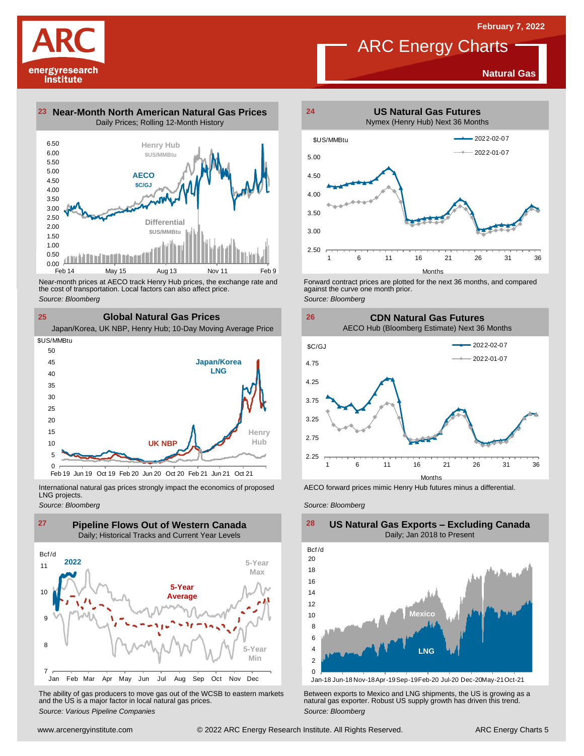## 23 Near-Month North American Natural Gas Prices

Daily Prices; Rolling 12-Month History

Near-month prices at AECO track Henry Hub prices, the exchange rate and the cost of transportation. Local factors can also affect price.

*Source: Bloomberg*

## 24 US Natural Gas Futures

Nymex (Henry Hub) Next 36 Months

Forward contract prices are plotted for the next 36 months, and compared against the curve one month prior.

*Source: Bloomberg*

## 25 Global Natural Gas Prices

Japan/Korea, UK NBP, Henry Hub; 10-Day Moving Average Price

International natural gas prices strongly impact the economics of proposed LNG projects.

*Source: Bloomberg*

## 26 CDN Natural Gas Futures

AECO Hub (Bloomberg Estimate) Next 36 Months

AECO forward prices mimic Henry Hub futures minus a differential.

*Source: Bloomberg*

## 27 Pipeline Flows Out of Western Canada

Daily; Historical Tracks and Current Year Levels

The ability of gas producers to move gas out of the WCSB to eastern markets and the US is a major factor in local natural gas prices.

*Source: Various Pipeline Companies*

## 28 US Natural Gas Exports – Excluding Canada

Daily; Jan 2018 to Present

Between exports to Mexico and LNG shipments, the US is growing as a natural gas exporter. Robust US supply growth has driven this trend.

*Source: Bloomberg*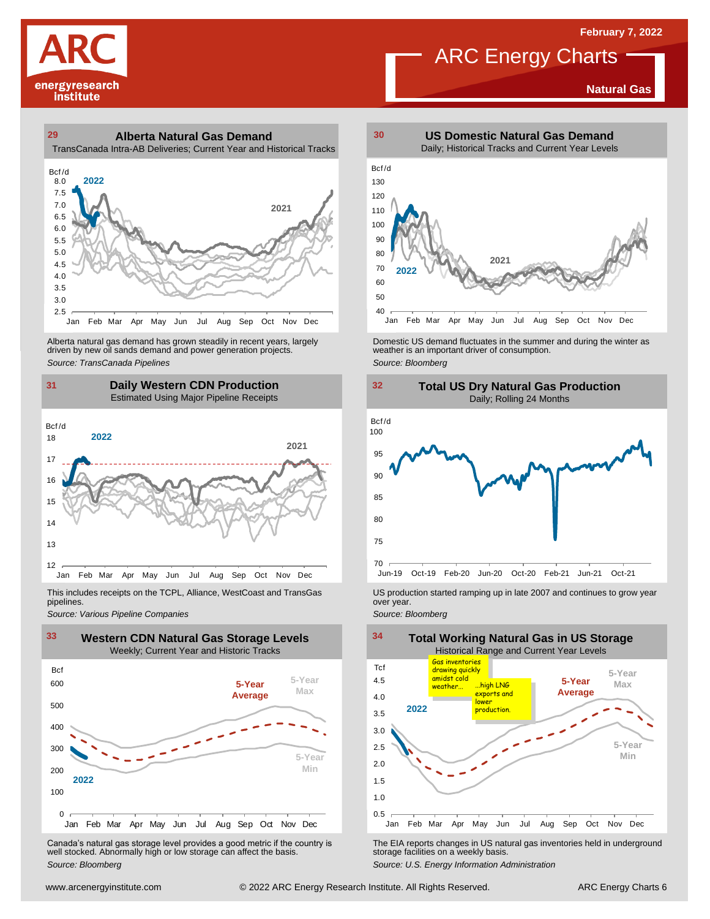February 7, 2022

# ARC Energy Charts

**Natural Gas**

## 29 Alberta Natural Gas Demand

TransCanada Intra-AB Deliveries; Current Year and Historical Tracks

Alberta natural gas demand has grown steadily in recent years, largely driven by new oil sands demand and power generation projects.

*Source: TransCanada Pipelines*

## 30 US Domestic Natural Gas Demand

Daily; Historical Tracks and Current Year Levels

Domestic US demand fluctuates in the summer and during the winter as weather is an important driver of consumption.

*Source: Bloomberg*

## 31 Daily Western CDN Production

Estimated Using Major Pipeline Receipts

This includes receipts on the TCPL, Alliance, WestCoast and TransGas pipelines.

*Source: Various Pipeline Companies*

## 32 Total US Dry Natural Gas Production

Daily; Rolling 24 Months

US production started ramping up in late 2007 and continues to grow year over year.

*Source: Bloomberg*

## 33 Western CDN Natural Gas Storage Levels

Weekly; Current Year and Historic Tracks

Canada's natural gas storage level provides a good metric if the country is well stocked. Abnormally high or low storage can affect the basis.

*Source: Bloomberg*

## 34 Total Working Natural Gas in US Storage

Historical Range and Current Year Levels

Gas inventories drawing quickly amidst cold weather... ...high LNG exports and lower production.

The EIA reports changes in US natural gas inventories held in underground storage facilities on a weekly basis.

*Source: U.S. Energy Information Administration*

www.arcenergyinstitute.com © 2022 ARC Energy Research Institute. All Rights Reserved.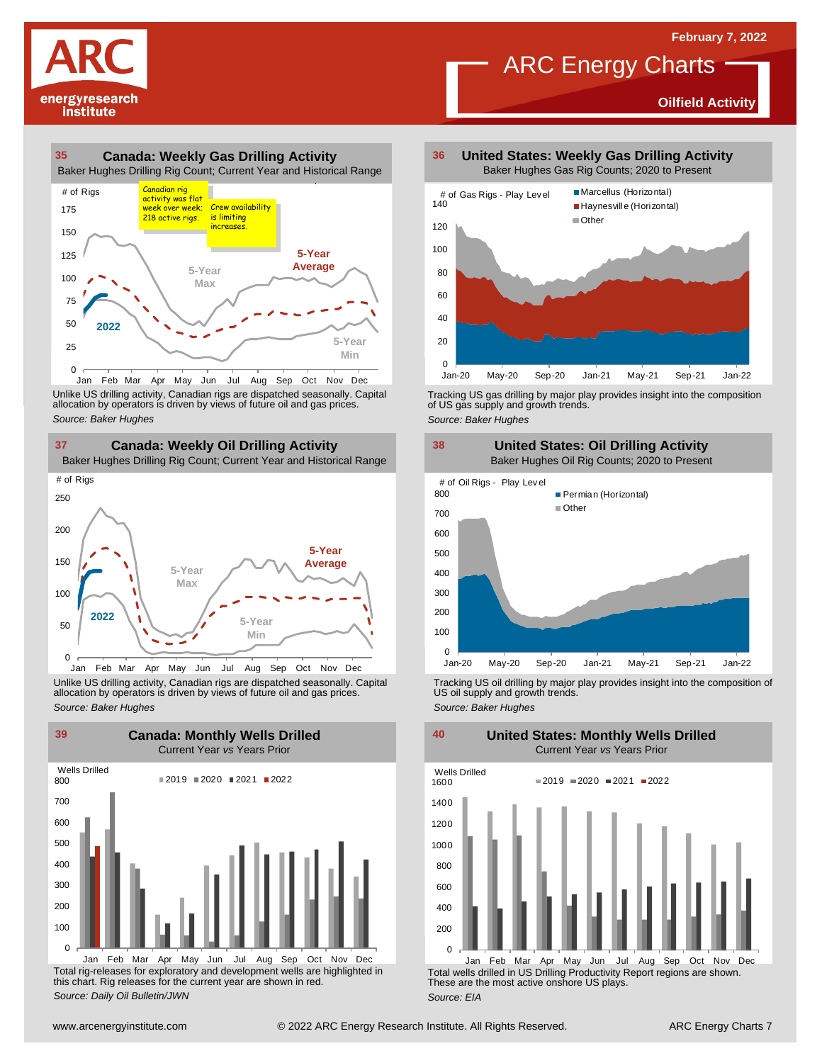February 7, 2022

# ARC Energy Charts

**Oilfield Activity**

## 35 Canada: Weekly Gas Drilling Activity

Baker Hughes Drilling Rig Count; Current Year and Historical Range

Canadian rig activity was flat week over week; 218 active rigs.

Crew availability is limiting increases.

Unlike US drilling activity, Canadian rigs are dispatched seasonally. Capital allocation by operators is driven by views of future oil and gas prices.

*Source: Baker Hughes*

## 36 United States: Weekly Gas Drilling Activity

Baker Hughes Gas Rig Counts; 2020 to Present

Tracking US gas drilling by major play provides insight into the composition of US gas supply and growth trends.

*Source: Baker Hughes*

## 37 Canada: Weekly Oil Drilling Activity

Baker Hughes Drilling Rig Count; Current Year and Historical Range

Unlike US drilling activity, Canadian rigs are dispatched seasonally. Capital allocation by operators is driven by views of future oil and gas prices.

*Source: Baker Hughes*

## 38 United States: Oil Drilling Activity

Baker Hughes Oil Rig Counts; 2020 to Present

Tracking US oil drilling by major play provides insight into the composition of US oil supply and growth trends.

*Source: Baker Hughes*

## 39 Canada: Monthly Wells Drilled

Current Year *vs* Years Prior

Total rig-releases for exploratory and development wells are highlighted in this chart. Rig releases for the current year are shown in red.

*Source: Daily Oil Bulletin/JWN*

## 40 United States: Monthly Wells Drilled

Current Year *vs* Years Prior

Total wells drilled in US Drilling Productivity Report regions are shown. These are the most active onshore US plays.

*Source: EIA*

www.arcenergyinstitute.com © 2022 ARC Energy Research Institute. All Rights Reserved. ARC Energy Charts 7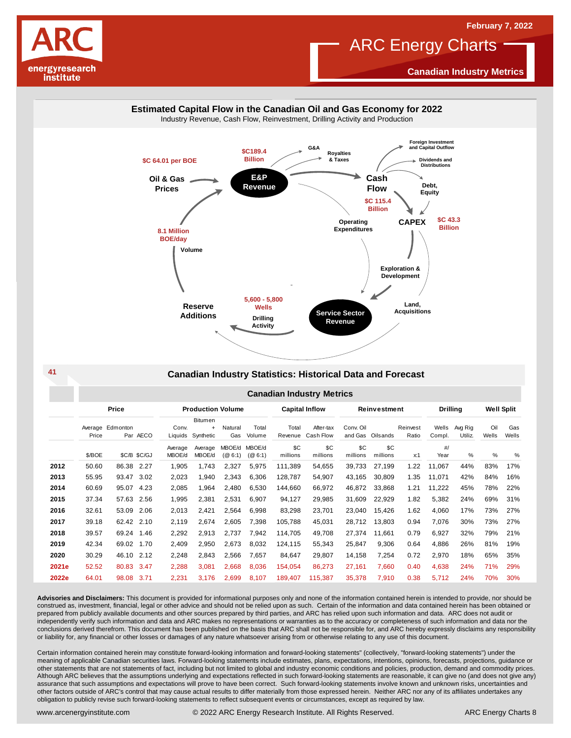# ARC Energy Charts

## Canadian Industry Metrics

February 7, 2022

### Estimated Capital Flow in the Canadian Oil and Gas Economy for 2022

Industry Revenue, Cash Flow, Reinvestment, Drilling Activity and Production

$C 64.01 per BOE

Oil & Gas Prices

$C189.4 Billion

E&P Revenue

G&A

Royalties & Taxes

Foreign Investment and Capital Outflow

Dividends and Distributions

Cash Flow

$C 115.4 Billion

Debt, Equity

CAPEX

$C 43.3 Billion

Operating Expenditures

8.1 Million BOE/day

Volume

Exploration & Development

5,600 - 5,800 Wells

Drilling Activity

Reserve Additions

Service Sector Revenue

Land, Acquisitions

41

### Canadian Industry Statistics: Historical Data and Forecast

| | Canadian Industry Metrics | | | | | | | | | | | | | | | | |
|---|---|---|---|---|---|---|---|---|---|---|---|---|---|---|---|---|---|
| | Price | | | Production Volume | | | | Capital Inflow | | Reinvestment | | | Drilling | | Well Split | |
| | Average Price | Edmonton Par | AECO | Conv. Liquids | Bitumen + Synthetic | Natural Gas | Total Volume | Total Revenue | After-tax Cash Flow | Conv. Oil and Gas | Oilsands | Reinvest Ratio | Wells Compl. | Avg Rig Utiliz. | Oil Wells | Gas Wells |
| | $/BOE | $C/B | $C/GJ | Average MBOE/d | Average MBOE/d | MBOE/d (@ 6:1) | MBOE/d (@ 6:1) | $C millions | $C millions | $C millions | $C millions | x:1 | #/ Year | % | % | % |
| **2012** | 50.60 | 86.38 | 2.27 | 1,905 | 1,743 | 2,327 | 5,975 | 111,389 | 54,655 | 39,733 | 27,199 | 1.22 | 11,067 | 44% | 83% | 17% |
| **2013** | 55.95 | 93.47 | 3.02 | 2,023 | 1,940 | 2,343 | 6,306 | 128,787 | 54,907 | 43,165 | 30,809 | 1.35 | 11,071 | 42% | 84% | 16% |
| **2014** | 60.69 | 95.07 | 4.23 | 2,085 | 1,964 | 2,480 | 6,530 | 144,660 | 66,972 | 46,872 | 33,868 | 1.21 | 11,222 | 45% | 78% | 22% |
| **2015** | 37.34 | 57.63 | 2.56 | 1,995 | 2,381 | 2,531 | 6,907 | 94,127 | 29,985 | 31,609 | 22,929 | 1.82 | 5,382 | 24% | 69% | 31% |
| **2016** | 32.61 | 53.09 | 2.06 | 2,013 | 2,421 | 2,564 | 6,998 | 83,298 | 23,701 | 23,040 | 15,426 | 1.62 | 4,060 | 17% | 73% | 27% |
| **2017** | 39.18 | 62.42 | 2.10 | 2,119 | 2,674 | 2,605 | 7,398 | 105,788 | 45,031 | 28,712 | 13,803 | 0.94 | 7,076 | 30% | 73% | 27% |
| **2018** | 39.57 | 69.24 | 1.46 | 2,292 | 2,913 | 2,737 | 7,942 | 114,705 | 49,708 | 27,374 | 11,661 | 0.79 | 6,927 | 32% | 79% | 21% |
| **2019** | 42.34 | 69.02 | 1.70 | 2,409 | 2,950 | 2,673 | 8,032 | 124,115 | 55,343 | 25,847 | 9,306 | 0.64 | 4,886 | 26% | 81% | 19% |
| **2020** | 30.29 | 46.10 | 2.12 | 2,248 | 2,843 | 2,566 | 7,657 | 84,647 | 29,807 | 14,158 | 7,254 | 0.72 | 2,970 | 18% | 65% | 35% |
| **2021e** | 52.52 | 80.83 | 3.47 | 2,288 | 3,081 | 2,668 | 8,036 | 154,054 | 86,273 | 27,161 | 7,660 | 0.40 | 4,638 | 24% | 71% | 29% |
| **2022e** | 64.01 | 98.08 | 3.71 | 2,231 | 3,176 | 2,699 | 8,107 | 189,407 | 115,387 | 35,378 | 7,910 | 0.38 | 5,712 | 24% | 70% | 30% |

**Advisories and Disclaimers:** This document is provided for informational purposes only and none of the information contained herein is intended to provide, nor should be construed as, investment, financial, legal or other advice and should not be relied upon as such. Certain of the information and data contained herein has been obtained or prepared from publicly available documents and other sources prepared by third parties, and ARC has relied upon such information and data. ARC does not audit or independently verify such information and data and ARC makes no representations or warranties as to the accuracy or completeness of such information and data nor the conclusions derived therefrom. This document has been published on the basis that ARC shall not be responsible for, and ARC hereby expressly disclaims any responsibility or liability for, any financial or other losses or damages of any nature whatsoever arising from or otherwise relating to any use of this document.

Certain information contained herein may constitute forward-looking information and forward-looking statements" (collectively, "forward-looking statements") under the meaning of applicable Canadian securities laws. Forward-looking statements include estimates, plans, expectations, intentions, opinions, forecasts, projections, guidance or other statements that are not statements of fact, including but not limited to global and industry economic conditions and policies, production, demand and commodity prices. Although ARC believes that the assumptions underlying and expectations reflected in such forward-looking statements are reasonable, it can give no (and does not give any) assurance that such assumptions and expectations will prove to have been correct. Such forward-looking statements involve known and unknown risks, uncertainties and other factors outside of ARC's control that may cause actual results to differ materially from those expressed herein. Neither ARC nor any of its affiliates undertakes any obligation to publicly revise such forward-looking statements to reflect subsequent events or circumstances, except as required by law.

www.arcenergyinstitute.com © 2022 ARC Energy Research Institute. All Rights Reserved.